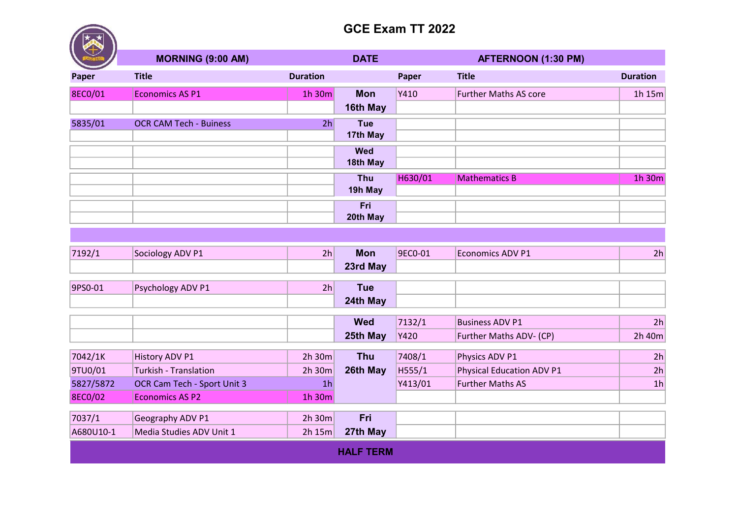# GCE Exam TT 2022

| MORNING (9:00 AM) | | | DATE | AFTERNOON (1:30 PM) | | |
|---|---|---|---|---|---|---|
| **Paper** | **Title** | **Duration** | | **Paper** | **Title** | **Duration** |
| 8EC0/01 | Economics AS P1 | 1h 30m | **Mon 16th May** | Y410 | Further Maths AS core | 1h 15m |
| 5835/01 | OCR CAM Tech - Buiness | 2h | **Tue 17th May** | | | |
| | | | **Wed 18th May** | | | |
| | | | **Thu 19h May** | H630/01 | Mathematics B | 1h 30m |
| | | | **Fri 20th May** | | | |
| | | | | | | |
| 7192/1 | Sociology ADV P1 | 2h | **Mon 23rd May** | 9EC0-01 | Economics ADV P1 | 2h |
| 9PS0-01 | Psychology ADV P1 | 2h | **Tue 24th May** | | | |
| | | | **Wed 25th May** | 7132/1 | Business ADV P1 | 2h |
| | | | | Y420 | Further Maths ADV- (CP) | 2h 40m |
| 7042/1K | History ADV P1 | 2h 30m | **Thu 26th May** | 7408/1 | Physics ADV P1 | 2h |
| 9TU0/01 | Turkish - Translation | 2h 30m | | H555/1 | Physical Education ADV P1 | 2h |
| 5827/5872 | OCR Cam Tech - Sport Unit 3 | 1h | | Y413/01 | Further Maths AS | 1h |
| 8EC0/02 | Economics AS P2 | 1h 30m | | | | |
| 7037/1 | Geography ADV P1 | 2h 30m | **Fri 27th May** | | | |
| A680U10-1 | Media Studies ADV Unit 1 | 2h 15m | | | | |
| | | | **HALF TERM** | | | |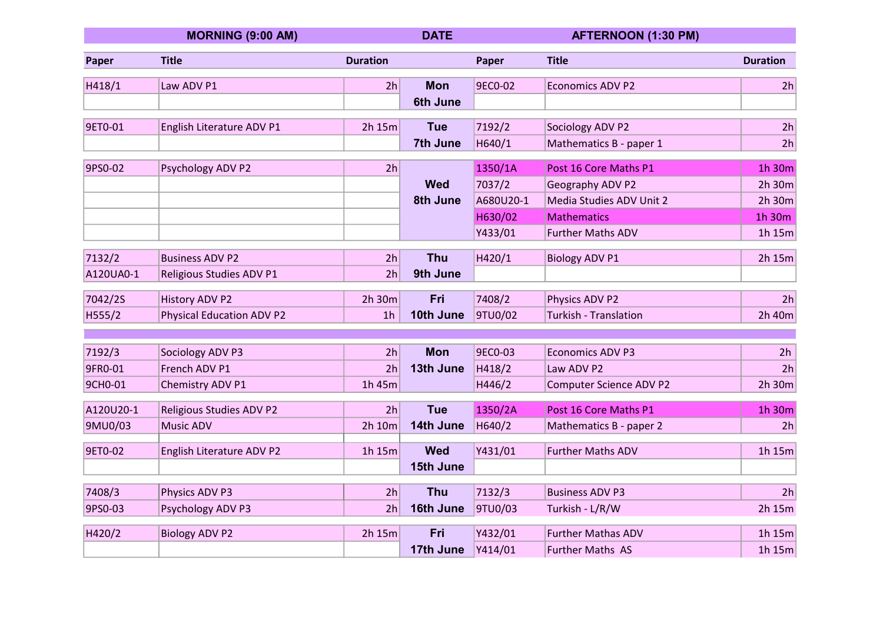| Paper | Title | Duration | DATE | Paper | Title | Duration |
|---|---|---|---|---|---|---|
| **MORNING (9:00 AM)** | | | | **AFTERNOON (1:30 PM)** | | |
| H418/1 | Law ADV P1 | 2h | **Mon 6th June** | 9EC0-02 | Economics ADV P2 | 2h |
| 9ET0-01 | English Literature ADV P1 | 2h 15m | **Tue 7th June** | 7192/2 | Sociology ADV P2 | 2h |
| | | | | H640/1 | Mathematics B - paper 1 | 2h |
| 9PS0-02 | Psychology ADV P2 | 2h | **Wed 8th June** | 1350/1A | Post 16 Core Maths P1 | 1h 30m |
| | | | | 7037/2 | Geography ADV P2 | 2h 30m |
| | | | | A680U20-1 | Media Studies ADV Unit 2 | 2h 30m |
| | | | | H630/02 | Mathematics | 1h 30m |
| | | | | Y433/01 | Further Maths ADV | 1h 15m |
| 7132/2 | Business ADV P2 | 2h | **Thu 9th June** | H420/1 | Biology ADV P1 | 2h 15m |
| A120UA0-1 | Religious Studies ADV P1 | 2h | | | | |
| 7042/2S | History ADV P2 | 2h 30m | **Fri 10th June** | 7408/2 | Physics ADV P2 | 2h |
| H555/2 | Physical Education ADV P2 | 1h | | 9TU0/02 | Turkish - Translation | 2h 40m |
| 7192/3 | Sociology ADV P3 | 2h | **Mon 13th June** | 9EC0-03 | Economics ADV P3 | 2h |
| 9FR0-01 | French ADV P1 | 2h | | H418/2 | Law ADV P2 | 2h |
| 9CH0-01 | Chemistry ADV P1 | 1h 45m | | H446/2 | Computer Science ADV P2 | 2h 30m |
| A120U20-1 | Religious Studies ADV P2 | 2h | **Tue 14th June** | 1350/2A | Post 16 Core Maths P1 | 1h 30m |
| 9MU0/03 | Music ADV | 2h 10m | | H640/2 | Mathematics B - paper 2 | 2h |
| 9ET0-02 | English Literature ADV P2 | 1h 15m | **Wed 15th June** | Y431/01 | Further Maths ADV | 1h 15m |
| 7408/3 | Physics ADV P3 | 2h | **Thu 16th June** | 7132/3 | Business ADV P3 | 2h |
| 9PS0-03 | Psychology ADV P3 | 2h | | 9TU0/03 | Turkish - L/R/W | 2h 15m |
| H420/2 | Biology ADV P2 | 2h 15m | **Fri 17th June** | Y432/01 | Further Mathas ADV | 1h 15m |
| | | | | Y414/01 | Further Maths AS | 1h 15m |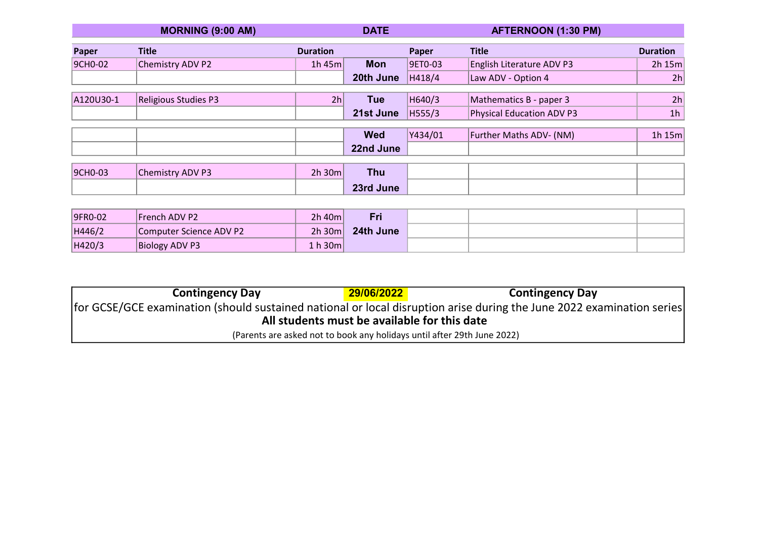| MORNING (9:00 AM) | | | DATE | AFTERNOON (1:30 PM) | | |
|---|---|---|---|---|---|---|
| **Paper** | **Title** | **Duration** | | **Paper** | **Title** | **Duration** |
| 9CH0-02 | Chemistry ADV P2 | 1h 45m | **Mon** | 9ET0-03 | English Literature ADV P3 | 2h 15m |
| | | | **20th June** | H418/4 | Law ADV - Option 4 | 2h |
| A120U30-1 | Religious Studies P3 | 2h | **Tue** | H640/3 | Mathematics B - paper 3 | 2h |
| | | | **21st June** | H555/3 | Physical Education ADV P3 | 1h |
| | | | **Wed** | Y434/01 | Further Maths ADV- (NM) | 1h 15m |
| | | | **22nd June** | | | |
| 9CH0-03 | Chemistry ADV P3 | 2h 30m | **Thu** | | | |
| | | | **23rd June** | | | |
| 9FR0-02 | French ADV P2 | 2h 40m | **Fri** | | | |
| H446/2 | Computer Science ADV P2 | 2h 30m | **24th June** | | | |
| H420/3 | Biology ADV P3 | 1 h 30m | | | | |

**Contingency Day** **29/06/2022** **Contingency Day**

for GCSE/GCE examination (should sustained national or local disruption arise during the June 2022 examination series

**All students must be available for this date**

(Parents are asked not to book any holidays until after 29th June 2022)